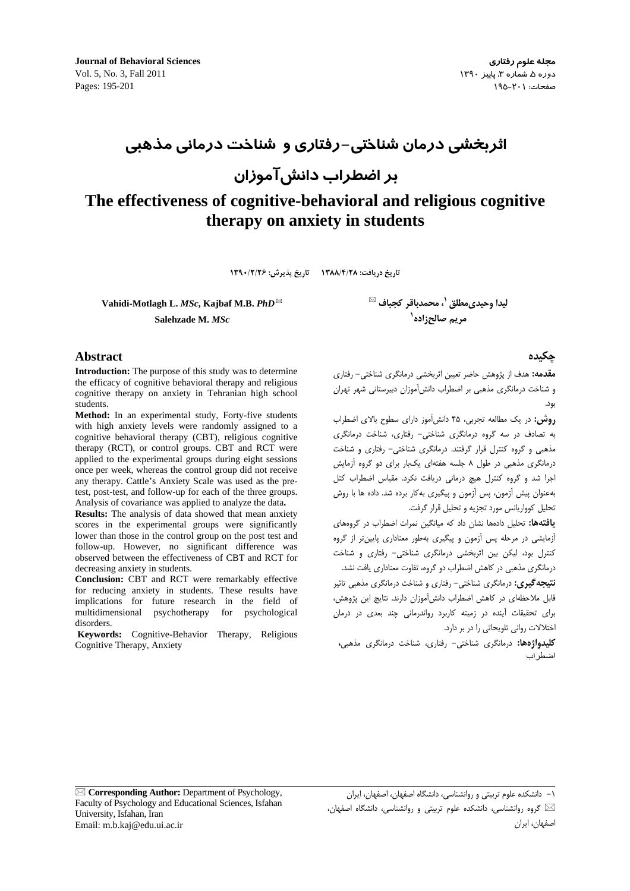# اثربخشی درمان شناختی-رفتاری و شناخت درمانی مذهبی بر اضطراب دانش‌آموزان

# The effectiveness of cognitive-behavioral and religious cognitive therapy on anxiety in students

**تاریخ دریافت: ۱۳۸۸/۴/۲۸ تاریخ پذیرش: ۱۳۹۰/۲/۲۶**

**لیدا وحیدی‌مطلق[۱]، محمدباقر کجباف ✉**
**مریم صالح‌زاده[۱]**

**Vahidi-Motlagh L.** ***MSc*****, Kajbaf M.B.** ***PhD*** ✉
**Salehzade M.** ***MSc***

## Abstract

**Introduction:** The purpose of this study was to determine the efficacy of cognitive behavioral therapy and religious cognitive therapy on anxiety in Tehranian high school students.

**Method:** In an experimental study, Forty-five students with high anxiety levels were randomly assigned to a cognitive behavioral therapy (CBT), religious cognitive therapy (RCT), or control groups. CBT and RCT were applied to the experimental groups during eight sessions once per week, whereas the control group did not receive any therapy. Cattle's Anxiety Scale was used as the pre-test, post-test, and follow-up for each of the three groups. Analysis of covariance was applied to analyze the data**.**

**Results:** The analysis of data showed that mean anxiety scores in the experimental groups were significantly lower than those in the control group on the post test and follow-up. However, no significant difference was observed between the effectiveness of CBT and RCT for decreasing anxiety in students.

**Conclusion:** CBT and RCT were remarkably effective for reducing anxiety in students. These results have implications for future research in the field of multidimensional psychotherapy for psychological disorders.

**Keywords:** Cognitive-Behavior Therapy, Religious Cognitive Therapy, Anxiety

## چکیده

**مقدمه:** هدف از پژوهش حاضر تعیین اثربخشی درمانگری شناختی- رفتاری و شناخت درمانگری مذهبی بر اضطراب دانش‌آموزان دبیرستانی شهر تهران بود.

**روش:** در یک مطالعه تجربی، ۴۵ دانش‌آموز دارای سطوح بالای اضطراب به تصادف در سه گروه درمانگری شناختی- رفتاری، شناخت درمانگری مذهبی و گروه کنترل قرار گرفتند. درمانگری شناختی- رفتاری و شناخت درمانگری مذهبی در طول ۸ جلسه هفته‌ای یک‌بار برای دو گروه آزمایش اجرا شد و گروه کنترل هیچ درمانی دریافت نکرد. مقیاس اضطراب کتل به‌عنوان پیش آزمون، پس آزمون و پیگیری به‌کار برده شد. داده ها با روش تحلیل کوواریانس مورد تجزیه و تحلیل قرار گرفت.

**یافته‌ها:** تحلیل داده‌ها نشان داد که میانگین نمرات اضطراب در گروه‌های آزمایشی در مرحله پس آزمون و پیگیری به‌طور معناداری پایین‌تر از گروه کنترل بود، لیکن بین اثربخشی درمانگری شناختی- رفتاری و شناخت درمانگری مذهبی در کاهش اضطراب دو گروه، تفاوت معناداری یافت نشد.

**نتیجه‌گیری:** درمانگری شناختی- رفتاری و شناخت درمانگری مذهبی تاثیر قابل ملاحظه‌ای در کاهش اضطراب دانش‌آموزان دارند. نتایج این پژوهش، برای تحقیقات آینده در زمینه کاربرد رواندرمانی چند بعدی در درمان اختلالات روانی تلویحاتی را در بر دارد.

**کلیدواژه‌ها:** درمانگری شناختی- رفتاری، شناخت درمانگری مذهبی، اضطراب

---

✉ **Corresponding Author:** Department of Psychology, Faculty of Psychology and Educational Sciences, Isfahan University, Isfahan, Iran
Email: m.b.kaj@edu.ui.ac.ir

۱- دانشکده علوم تربیتی و روانشناسی، دانشگاه اصفهان، اصفهان، ایران

✉ گروه روانشناسی، دانشکده علوم تربیتی و روانشناسی، دانشگاه اصفهان، اصفهان، ایران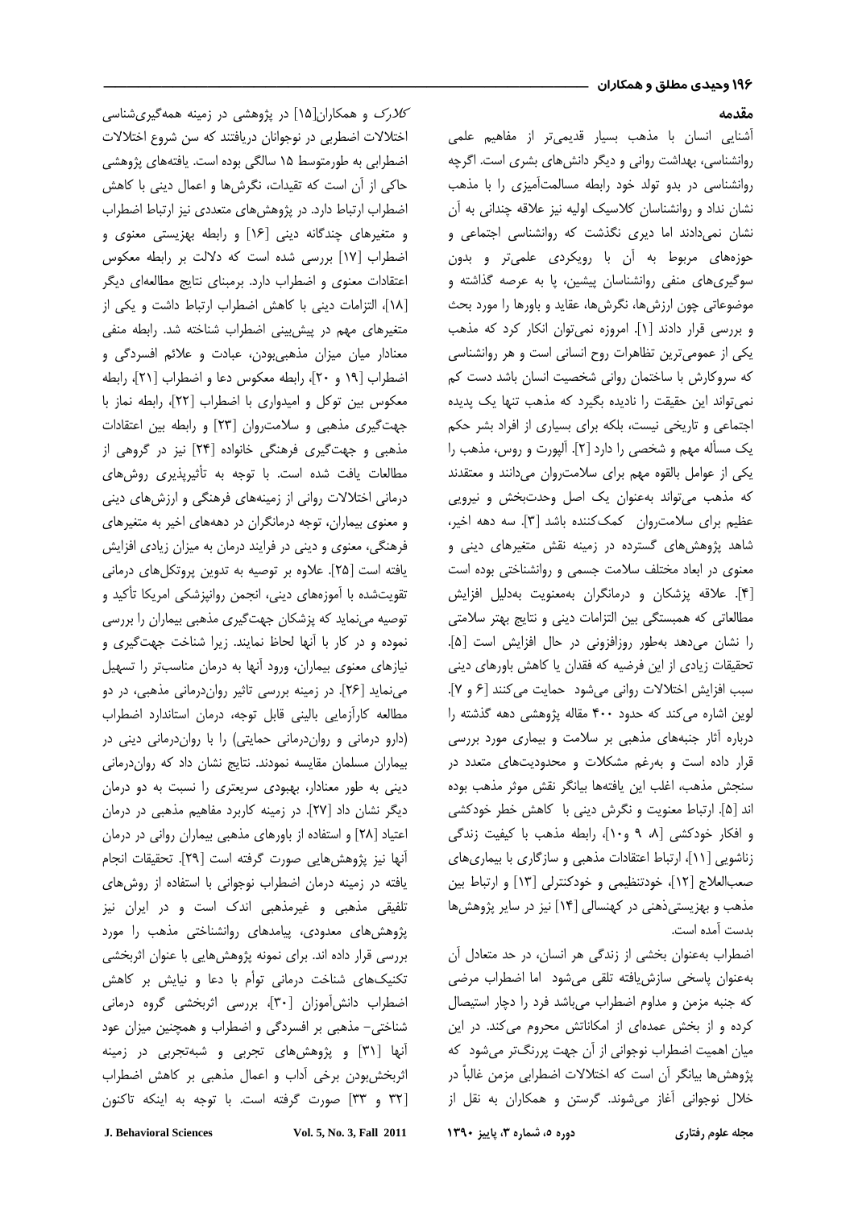## مقدمه

آشنایی انسان با مذهب بسیار قدیمی‌تر از مفاهیم علمی روانشناسی، بهداشت روانی و دیگر دانش‌های بشری است. اگرچه روانشناسی در بدو تولد خود رابطه مسالمت‌آمیزی را با مذهب نشان نداد و روانشناسان کلاسیک اولیه نیز علاقه چندانی به آن نشان نمی‌دادند اما دیری نگذشت که روانشناسی اجتماعی و حوزه‌های مربوط به آن با رویکردی علمی‌تر و بدون سوگیری‌های منفی روانشناسان پیشین، پا به عرصه گذاشته و موضوعاتی چون ارزش‌ها، نگرش‌ها، عقاید و باورها را مورد بحث و بررسی قرار دادند [۱]. امروزه نمی‌توان انکار کرد که مذهب یکی از عمومی‌ترین تظاهرات روح انسانی است و هر روانشناسی که سروکارش با ساختمان روانی شخصیت انسان باشد دست کم نمی‌تواند این حقیقت را نادیده بگیرد که مذهب تنها یک پدیده اجتماعی و تاریخی نیست، بلکه برای بسیاری از افراد بشر حکم یک مسأله مهم و شخصی را دارد [۲]. آلپورت و روس، مذهب را یکی از عوامل بالقوه مهم برای سلامت‌روان می‌دانند و معتقدند که مذهب می‌تواند به‌عنوان یک اصل وحدت‌بخش و نیرویی عظیم برای سلامت‌روان کمک‌کننده باشد [۳]. سه دهه اخیر، شاهد پژوهش‌های گسترده در زمینه نقش متغیرهای دینی و معنوی در ابعاد مختلف سلامت جسمی و روانشناختی بوده است [۴]. علاقه پزشکان و درمانگران به‌معنویت به‌دلیل افزایش مطالعاتی که همبستگی بین التزامات دینی و نتایج بهتر سلامتی را نشان می‌دهد به‌طور روزافزونی در حال افزایش است [۵]. تحقیقات زیادی از این فرضیه که فقدان یا کاهش باورهای دینی سبب افزایش اختلالات روانی می‌شود حمایت می‌کنند [۶ و ۷]. لوین اشاره می‌کند که حدود ۴۰۰ مقاله پژوهشی دهه گذشته را درباره آثار جنبه‌های مذهبی بر سلامت و بیماری مورد بررسی قرار داده است و به‌رغم مشکلات و محدودیت‌های متعدد در سنجش مذهب، اغلب این یافته‌ها بیانگر نقش موثر مذهب بوده اند [۵]. ارتباط معنویت و نگرش دینی با کاهش خطر خودکشی و افکار خودکشی [۸، ۹ و۱۰]، رابطه مذهب با کیفیت زندگی زناشویی [۱۱]، ارتباط اعتقادات مذهبی و سازگاری با بیماری‌های صعب‌العلاج [۱۲]، خودتنظیمی و خودکنترلی [۱۳] و ارتباط بین مذهب و بهزیستی‌ذهنی در کهنسالی [۱۴] نیز در سایر پژوهش‌ها بدست آمده است.

اضطراب به‌عنوان بخشی از زندگی هر انسان، در حد متعادل آن به‌عنوان پاسخی سازش‌یافته تلقی می‌شود اما اضطراب مرضی که جنبه مزمن و مداوم اضطراب می‌باشد فرد را دچار استیصال کرده و از بخش عمده‌ای از امکاناتش محروم می‌کند. در این میان اهمیت اضطراب نوجوانی از آن جهت پررنگ‌تر می‌شود که پژوهش‌ها بیانگر آن است که اختلالات اضطرابی مزمن غالباً در خلال نوجوانی آغاز می‌شوند. گرستن و همکاران به نقل از *کلارک* و همکاران[۱۵] در پژوهشی در زمینه همه‌گیری‌شناسی اختلالات اضطرابی در نوجوانان دریافتند که سن شروع اختلالات اضطرابی به طورمتوسط ۱۵ سالگی بوده است. یافته‌های پژوهشی حاکی از آن است که تقیدات، نگرش‌ها و اعمال دینی با کاهش اضطراب ارتباط دارد. در پژوهش‌های متعددی نیز ارتباط اضطراب و متغیرهای چندگانه دینی [۱۶] و رابطه بهزیستی معنوی و اضطراب [۱۷] بررسی شده است که دلالت بر رابطه معکوس اعتقادات معنوی و اضطراب دارد. برمبنای نتایج مطالعه‌ای دیگر [۱۸]، التزامات دینی با کاهش اضطراب ارتباط داشت و یکی از متغیرهای مهم در پیش‌بینی اضطراب شناخته شد. رابطه منفی معنادار میان میزان مذهبی‌بودن، عبادت و علائم افسردگی و اضطراب [۱۹ و ۲۰]، رابطه معکوس دعا و اضطراب [۲۱]، رابطه معکوس بین توکل و امیدواری با اضطراب [۲۲]، رابطه نماز با جهت‌گیری مذهبی و سلامت‌روان [۲۳] و رابطه بین اعتقادات مذهبی و جهت‌گیری فرهنگی خانواده [۲۴] نیز در گروهی از مطالعات یافت شده است. با توجه به تأثیرپذیری روش‌های درمانی اختلالات روانی از زمینه‌های فرهنگی و ارزش‌های دینی و معنوی بیماران، توجه درمانگران در دهه‌های اخیر به متغیرهای فرهنگی، معنوی و دینی در فرایند درمان به میزان زیادی افزایش یافته است [۲۵]. علاوه بر توصیه به تدوین پروتکل‌های درمانی تقویت‌شده با آموزه‌های دینی، انجمن روانپزشکی امریکا تأکید و توصیه می‌نماید که پزشکان جهت‌گیری مذهبی بیماران را بررسی نموده و در کار با آنها لحاظ نمایند. زیرا شناخت جهت‌گیری و نیازهای معنوی بیماران، ورود آنها به درمان مناسب‌تر را تسهیل می‌نماید [۲۶]. در زمینه بررسی تاثیر روان‌درمانی مذهبی، در دو مطالعه کارآزمایی بالینی قابل توجه، درمان استاندارد اضطراب (دارو درمانی و روان‌درمانی حمایتی) را با روان‌درمانی دینی در بیماران مسلمان مقایسه نمودند. نتایج نشان داد که روان‌درمانی دینی به طور معنادار، بهبودی سریعتری را نسبت به دو درمان دیگر نشان داد [۲۷]. در زمینه کاربرد مفاهیم مذهبی در درمان اعتیاد [۲۸] و استفاده از باورهای مذهبی بیماران روانی در درمان آنها نیز پژوهش‌هایی صورت گرفته است [۲۹]. تحقیقات انجام یافته در زمینه درمان اضطراب نوجوانی با استفاده از روش‌های تلفیقی مذهبی و غیرمذهبی اندک است و در ایران نیز پژوهش‌های معدودی، پیامدهای روانشناختی مذهب را مورد بررسی قرار داده اند. برای نمونه پژوهش‌هایی با عنوان اثربخشی تکنیک‌های شناخت درمانی توأم با دعا و نیایش بر کاهش اضطراب دانش‌آموزان [۳۰]، بررسی اثربخشی گروه درمانی شناختی- مذهبی بر افسردگی و اضطراب و همچنین میزان عود آنها [۳۱] و پژوهش‌های تجربی و شبه‌تجربی در زمینه اثربخش‌بودن برخی آداب و اعمال مذهبی بر کاهش اضطراب [۳۲ و ۳۳] صورت گرفته است. با توجه به اینکه تاکنون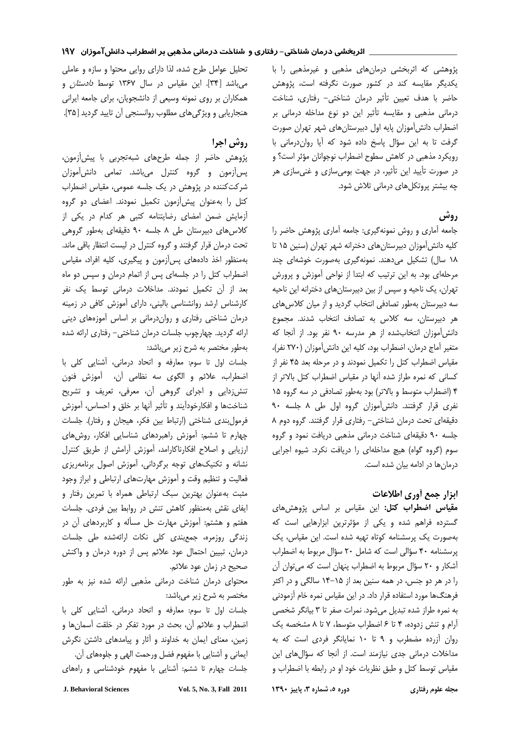پژوهشی که اثربخشی درمان‌های مذهبی و غیرمذهبی را با یکدیگر مقایسه کند در کشور صورت نگرفته است، پژوهش حاضر با هدف تعیین تأثیر درمان شناختی- رفتاری، شناخت درمانی مذهبی و مقایسه تأثیر این دو نوع مداخله درمانی بر اضطراب دانش‌آموزان پایه اول دبیرستان‌های شهر تهران صورت گرفت تا به این سؤال پاسخ داده شود که آیا روان‌درمانی با رویکرد مذهبی در کاهش سطوح اضطراب نوجوانان مؤثر است؟ و در صورت تأیید این تأثیر، در جهت بومی‌سازی و غنی‌سازی هر چه بیشتر پروتکل‌های درمانی تلاش شود.

## روش

جامعه آماری و روش نمونه‌گیری: جامعه آماری پژوهش حاضر را کلیه دانش‌آموزان دبیرستان‌های دخترانه شهر تهران (سنین ۱۵ تا ۱۸ سال) تشکیل می‌دهند. نمونه‌گیری به‌صورت خوشه‌ای چند مرحله‌ای بود. به این ترتیب که ابتدا از نواحی آموزش و پرورش تهران، یک ناحیه و سپس از بین دبیرستان‌های دخترانه این ناحیه سه دبیرستان به‌طور تصادفی انتخاب گردید و از میان کلاس‌های هر دبیرستان، سه کلاس به تصادف انتخاب شدند. مجموع دانش‌آموزان انتخاب‌شده از هر مدرسه ۹۰ نفر بود. از آنجا که متغیر آماج درمان، اضطراب بود، کلیه این دانش‌آموزان (۲۷۰ نفر)، مقیاس اضطراب کتل را تکمیل نمودند و در مرحله بعد ۴۵ نفر از کسانی که نمره طراز شده آنها در مقیاس اضطراب کتل بالاتر از ۴ (اضطراب متوسط و بالاتر) بود به‌طور تصادفی در سه گروه ۱۵ نفری قرار گرفتند. دانش‌آموزان گروه اول طی ۸ جلسه ۹۰ دقیقه‌ای تحت درمان شناختی- رفتاری قرار گرفتند. گروه دوم ۸ جلسه ۹۰ دقیقه‌ای شناخت درمانی مذهبی دریافت نمود و گروه سوم (گروه گواه) هیچ مداخله‌ای را دریافت نکرد. شیوه اجرایی درمان‌ها در ادامه بیان شده است.

### ابزار جمع آوری اطلاعات

**مقیاس اضطراب کتل:** این مقیاس بر اساس پژوهش‌های گسترده فراهم شده و یکی از مؤثرترین ابزارهایی است که به‌صورت یک پرسشنامه کوتاه تهیه شده است. این مقیاس، یک پرسشنامه ۴۰ سؤالی است که شامل ۲۰ سؤال مربوط به اضطراب آشکار و ۲۰ سؤال مربوط به اضطراب پنهان است که می‌توان آن را در هر دو جنس، در همه سنین بعد از ۱۵-۱۴ سالگی و در اکثر فرهنگ‌ها مورد استفاده قرار داد. در این مقیاس نمره خام آزمودنی به نمره طراز شده تبدیل می‌شود. نمرات صفر تا ۳ بیانگر شخصی آرام و تنش زدوده، ۴ تا ۶ اضطراب متوسط، ۷ تا ۸ مشخصه یک روان آزرده مضطرب و ۹ تا ۱۰ نمایانگر فردی است که به مداخلات درمانی جدی نیازمند است. از آنجا که سؤال‌های این مقیاس توسط کتل و طبق نظریات خود او در رابطه با اضطراب و تحلیل عوامل طرح شده، لذا دارای روایی محتوا و سازه و عاملی می‌باشد [۳۴]. این مقیاس در سال ۱۳۶۷ توسط *دادستان* و همکاران بر روی نمونه وسیعی از دانشجویان، برای جامعه ایرانی هنجاریابی و ویژگی‌های مطلوب روانسنجی آن تایید گردید [۳۵].

## روش اجرا

پژوهش حاضر از جمله طرح‌های شبه‌تجربی با پیش‌آزمون، پس‌آزمون و گروه کنترل می‌باشد. تمامی دانش‌آموزان شرکت‌کننده در پژوهش در یک جلسه عمومی، مقیاس اضطراب کتل را به‌عنوان پیش‌آزمون تکمیل نمودند. اعضای دو گروه آزمایش ضمن امضای رضایتنامه کتبی هر کدام در یکی از کلاس‌های دبیرستان طی ۸ جلسه ۹۰ دقیقه‌ای به‌طور گروهی تحت درمان قرار گرفتند و گروه کنترل در لیست انتظار باقی ماند. به‌منظور اخذ داده‌های پس‌آزمون و پیگیری، کلیه افراد، مقیاس اضطراب کتل را در جلسه‌ای پس از اتمام درمان و سپس دو ماه بعد از آن تکمیل نمودند. مداخلات درمانی توسط یک نفر کارشناس ارشد روانشناسی بالینی، دارای آموزش کافی در زمینه درمان شناختی رفتاری و روان‌درمانی بر اساس آموزه‌های دینی ارائه گردید. چهارچوب جلسات درمان شناختی- رفتاری ارائه شده به‌طور مختصر به شرح زیر می‌باشد:

جلسات اول تا سوم: معارفه و اتحاد درمانی، آشنایی کلی با اضطراب، علائم و الگوی سه نظامی آن، آموزش فنون تنش‌زدایی و اجرای گروهی آن، معرفی، تعریف و تشریح شناخت‌ها و افکارخودآیند و تأثیر آنها بر خلق و احساس، آموزش فرمول‌بندی شناختی (ارتباط بین فکر، هیجان و رفتار). جلسات چهارم تا ششم: آموزش راهبردهای شناسایی افکار، روش‌های ارزیابی و اصلاح افکارناکارامد، آموزش آرامش از طریق کنترل نشانه و تکنیک‌های توجه برگردانی، آموزش اصول برنامه‌ریزی فعالیت و تنظیم وقت و آموزش مهارت‌های ارتباطی و ابراز وجود مثبت به‌عنوان بهترین سبک ارتباطی همراه با تمرین رفتار و ایفای نقش به‌منظور کاهش تنش در روابط بین فردی. جلسات هفتم و هشتم: آموزش مهارت حل مسأله و کاربردهای آن در زندگی روزمره، جمع‌بندی کلی نکات ارائه‌شده طی جلسات درمان، تبیین احتمال عود علائم پس از دوره درمان و واکنش صحیح در زمان عود علائم.

محتوای درمان شناخت درمانی مذهبی ارائه شده نیز به طور مختصر به شرح زیر می‌باشد:

جلسات اول تا سوم: معارفه و اتحاد درمانی، آشنایی کلی با اضطراب و علائم آن، بحث در مورد تفکر در خلقت آسمان‌ها و زمین، معنای ایمان به خداوند و آثار و پیامدهای داشتن نگرش ایمانی و آشنایی با مفهوم فضل ورحمت الهی و جلوه‌های آن.

جلسات چهارم تا ششم: آشنایی با مفهوم خودشناسی و راه‌های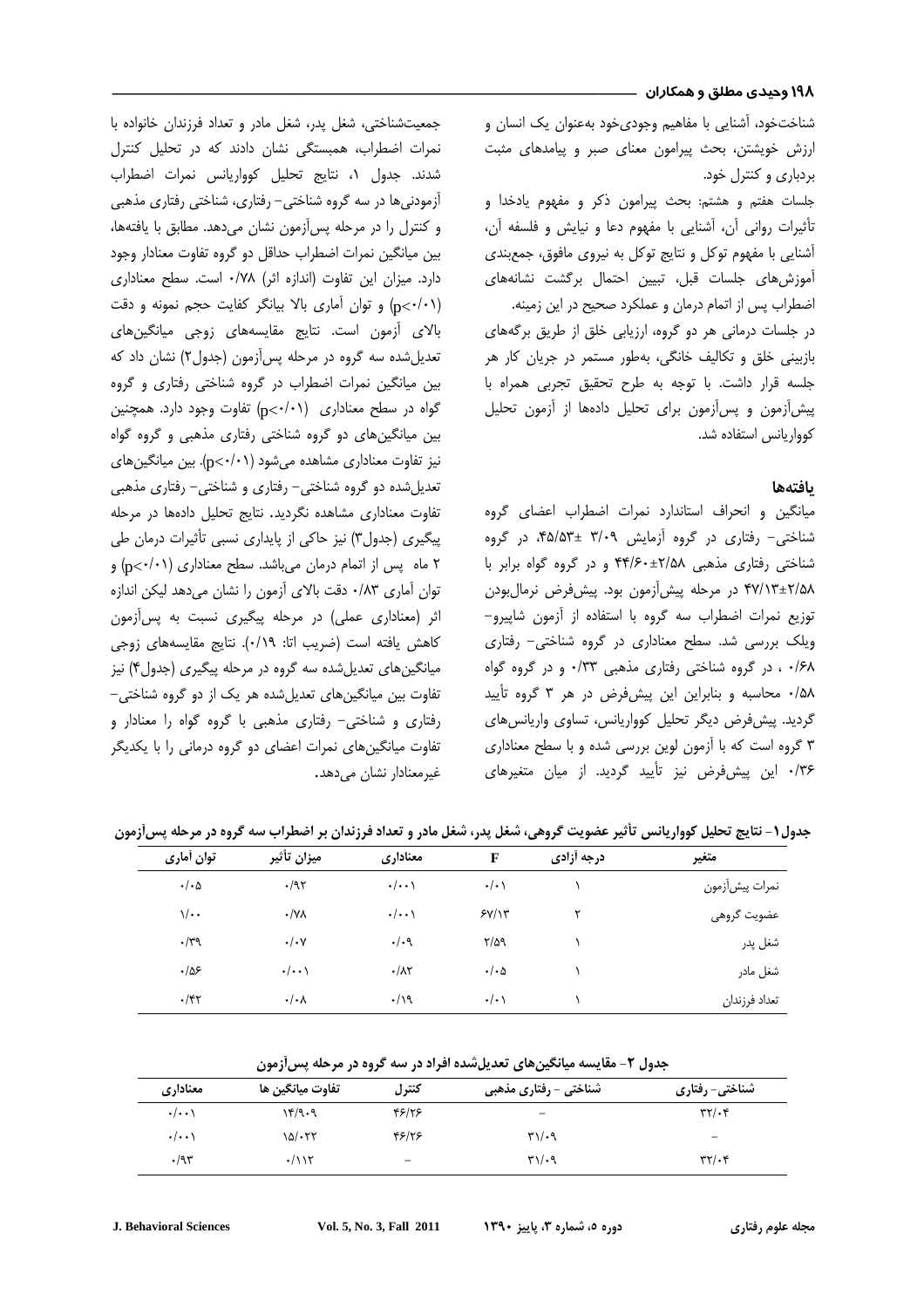شناخت‌خود، آشنایی با مفاهیم وجودی‌خود به‌عنوان یک انسان و ارزش خویشتن، بحث پیرامون معنای صبر و پیامدهای مثبت بردباری و کنترل خود.

جلسات هفتم و هشتم: بحث پیرامون ذکر و مفهوم یادخدا و تأثیرات روانی آن، آشنایی با مفهوم دعا و نیایش و فلسفه آن، آشنایی با مفهوم توکل و نتایج توکل به نیروی مافوق، جمع‌بندی آموزش‌های جلسات قبل، تبیین احتمال برگشت نشانه‌های اضطراب پس از اتمام درمان و عملکرد صحیح در این زمینه.

در جلسات درمانی هر دو گروه، ارزیابی خلق از طریق برگه‌های بازبینی خلق و تکالیف خانگی، به‌طور مستمر در جریان کار هر جلسه قرار داشت. با توجه به طرح تحقیق تجربی همراه با پیش‌آزمون و پس‌آزمون برای تحلیل داده‌ها از آزمون تحلیل کوواریانس استفاده شد.

## یافته‌ها

میانگین و انحراف استاندارد نمرات اضطراب اعضای گروه شناختی- رفتاری در گروه آزمایش ۳/۰۹ ±۴۵/۵۳، در گروه شناختی رفتاری مذهبی ۲/۵۸±۴۴/۶۰ و در گروه گواه برابر با ۲/۵۸±۴۷/۱۳ در مرحله پیش‌آزمون بود. پیش‌فرض نرمال‌بودن توزیع نمرات اضطراب سه گروه با استفاده از آزمون شاپیرو- ویلک بررسی شد. سطح معناداری در گروه شناختی- رفتاری ۰/۶۸ ، در گروه شناختی رفتاری مذهبی ۰/۳۳ و در گروه گواه ۰/۵۸ محاسبه و بنابراین این پیش‌فرض در هر ۳ گروه تأیید گردید. پیش‌فرض دیگر تحلیل کوواریانس، تساوی واریانس‌های ۳ گروه است که با آزمون لوین بررسی شده و با سطح معناداری ۰/۳۶ این پیش‌فرض نیز تأیید گردید. از میان متغیرهای جمعیت‌شناختی، شغل پدر، شغل مادر و تعداد فرزندان خانواده با نمرات اضطراب، همبستگی نشان دادند که در تحلیل کنترل شدند. جدول ۱، نتایج تحلیل کوواریانس نمرات اضطراب آزمودنی‌ها در سه گروه شناختی- رفتاری، شناختی رفتاری مذهبی و کنترل را در مرحله پس‌آزمون نشان می‌دهد. مطابق با یافته‌ها، بین میانگین نمرات اضطراب حداقل دو گروه تفاوت معنادار وجود دارد. میزان این تفاوت (اندازه اثر) ۰/۷۸ است. سطح معناداری (p<۰/۰۱) و توان آماری بالا بیانگر کفایت حجم نمونه و دقت بالای آزمون است. نتایج مقایسه‌های زوجی میانگین‌های تعدیل‌شده سه گروه در مرحله پس‌آزمون (جدول۲) نشان داد که بین میانگین نمرات اضطراب در گروه شناختی رفتاری و گروه گواه در سطح معناداری (p<۰/۰۱) تفاوت وجود دارد. همچنین بین میانگین‌های دو گروه شناختی رفتاری مذهبی و گروه گواه نیز تفاوت معناداری مشاهده می‌شود (p<۰/۰۱). بین میانگین‌های تعدیل‌شده دو گروه شناختی- رفتاری و شناختی- رفتاری مذهبی تفاوت معناداری مشاهده نگردید. نتایج تحلیل داده‌ها در مرحله پیگیری (جدول۳) نیز حاکی از پایداری نسبی تأثیرات درمان طی ۲ ماه پس از اتمام درمان می‌باشد. سطح معناداری (p<۰/۰۱) و توان آماری ۰/۸۳ دقت بالای آزمون را نشان می‌دهد لیکن اندازه اثر (معناداری عملی) در مرحله پیگیری نسبت به پس‌آزمون کاهش یافته است (ضریب اتا: ۰/۱۹). نتایج مقایسه‌های زوجی میانگین‌های تعدیل‌شده سه گروه در مرحله پیگیری (جدول۴) نیز تفاوت بین میانگین‌های تعدیل‌شده هر یک از دو گروه شناختی- رفتاری و شناختی- رفتاری مذهبی با گروه گواه را معنادار و تفاوت میانگین‌های نمرات اعضای دو گروه درمانی را با یکدیگر غیرمعنادار نشان می‌دهد.

جدول۱- نتایج تحلیل کوواریانس تأثیر عضویت گروهی، شغل پدر، شغل مادر و تعداد فرزندان بر اضطراب سه گروه در مرحله پس‌آزمون

| متغیر | درجه آزادی | F | معناداری | میزان تأثیر | توان آماری |
|---|---|---|---|---|---|
| نمرات پیش‌آزمون | ۱ | ۰/۰۱ | ۰/۰۰۱ | ۰/۹۲ | ۰/۰۵ |
| عضویت گروهی | ۲ | ۶۷/۱۳ | ۰/۰۰۱ | ۰/۷۸ | ۱/۰۰ |
| شغل پدر | ۱ | ۲/۵۹ | ۰/۰۹ | ۰/۰۷ | ۰/۳۹ |
| شغل مادر | ۱ | ۰/۰۵ | ۰/۸۲ | ۰/۰۰۱ | ۰/۵۶ |
| تعداد فرزندان | ۱ | ۰/۰۱ | ۰/۱۹ | ۰/۰۸ | ۰/۴۲ |

جدول ۲- مقایسه میانگین‌های تعدیل‌شده افراد در سه گروه در مرحله پس‌آزمون

| شناختی- رفتاری | شناختی - رفتاری مذهبی | کنترل | تفاوت میانگین ها | معناداری |
|---|---|---|---|---|
| ۳۲/۰۴ | – | ۴۶/۲۶ | ۱۴/۹۰۹ | ۰/۰۰۱ |
| – | ۳۱/۰۹ | ۴۶/۲۶ | ۱۵/۰۲۲ | ۰/۰۰۱ |
| ۳۲/۰۴ | ۳۱/۰۹ | – | ۰/۱۱۲ | ۰/۹۳ |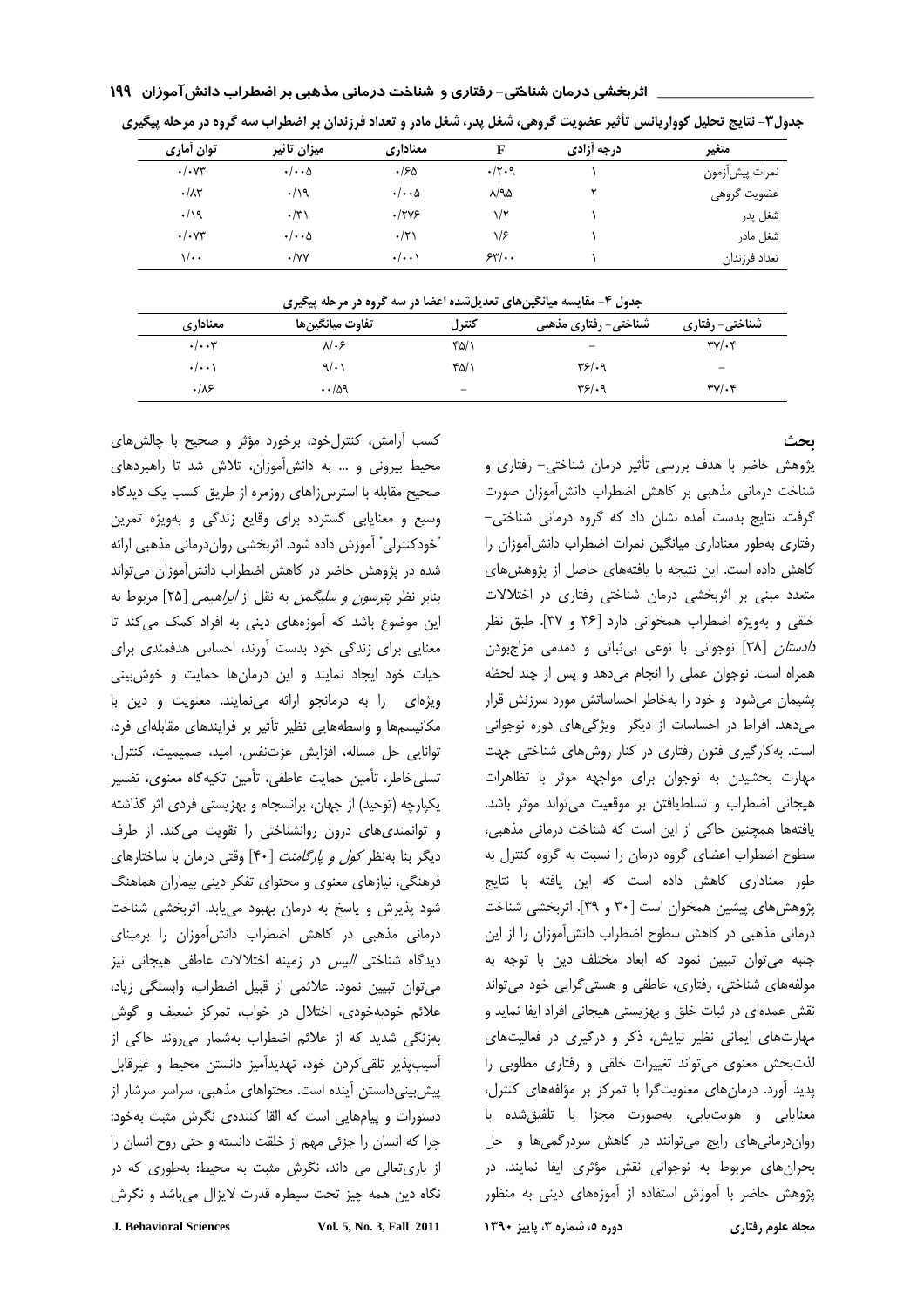جدول۳- نتایج تحلیل کوواریانس تأثیر عضویت گروهی، شغل پدر، شغل مادر و تعداد فرزندان بر اضطراب سه گروه در مرحله پیگیری

| متغیر | درجه آزادی | F | معناداری | میزان تاثیر | توان آماری |
|---|---|---|---|---|---|
| نمرات پیش‌آزمون | ۱ | ۰/۲۰۹ | ۰/۶۵ | ۰/۰۰۵ | ۰/۰۷۳ |
| عضویت گروهی | ۲ | ۸/۹۵ | ۰/۰۰۵ | ۰/۱۹ | ۰/۸۳ |
| شغل پدر | ۱ | ۱/۲ | ۰/۲۷۶ | ۰/۳۱ | ۰/۱۹ |
| شغل مادر | ۱ | ۱/۶ | ۰/۲۱ | ۰/۰۰۵ | ۰/۰۷۳ |
| تعداد فرزندان | ۱ | ۶۳/۰۰ | ۰/۰۰۱ | ۰/۷۷ | ۱/۰۰ |

جدول ۴- مقایسه میانگین‌های تعدیل‌شده اعضا در سه گروه در مرحله پیگیری

| شناختی- رفتاری | شناختی- رفتاری مذهبی | کنترل | تفاوت میانگین‌ها | معناداری |
|---|---|---|---|---|
| ۳۷/۰۴ | – | ۴۵/۱ | ۸/۰۶ | ۰/۰۰۳ |
| – | ۳۶/۰۹ | ۴۵/۱ | ۹/۰۱ | ۰/۰۰۱ |
| ۳۷/۰۴ | ۳۶/۰۹ | – | ۰۰/۵۹ | ۰/۸۶ |

## بحث

پژوهش حاضر با هدف بررسی تأثیر درمان شناختی- رفتاری و شناخت درمانی مذهبی بر کاهش اضطراب دانش‌آموزان صورت گرفت. نتایج بدست آمده نشان داد که گروه درمانی شناختی- رفتاری به‌طور معناداری میانگین نمرات اضطراب دانش‌آموزان را کاهش داده است. این نتیجه با یافته‌های حاصل از پژوهش‌های متعدد مبنی بر اثربخشی درمان شناختی رفتاری در اختلالات خلقی و به‌ویژه اضطراب همخوانی دارد [۳۶ و ۳۷]. طبق نظر *دادستان* [۳۸] نوجوانی با نوعی بی‌ثباتی و دمدمی مزاج‌بودن همراه است. نوجوان عملی را انجام می‌دهد و پس از چند لحظه پشیمان می‌شود و خود را به‌خاطر احساساتش مورد سرزنش قرار می‌دهد. افراط در احساسات از دیگر ویژگی‌های دوره نوجوانی است. به‌کارگیری فنون رفتاری در کنار روش‌های شناختی جهت مهارت بخشیدن به نوجوان برای مواجهه موثر با تظاهرات هیجانی اضطراب و تسلط‌یافتن بر موقعیت می‌تواند موثر باشد. یافته‌ها همچنین حاکی از این است که شناخت درمانی مذهبی، سطوح اضطراب اعضای گروه درمان را نسبت به گروه کنترل به طور معناداری کاهش داده است که این یافته با نتایج پژوهش‌های پیشین همخوان است [۳۰ و ۳۹]. اثربخشی شناخت درمانی مذهبی در کاهش سطوح اضطراب دانش‌آموزان را از این جنبه می‌توان تبیین نمود که ابعاد مختلف دین با توجه به مولفه‌های شناختی، رفتاری، عاطفی و هستی‌گرایی خود می‌تواند نقش عمده‌ای در ثبات خلق و بهزیستی هیجانی افراد ایفا نماید و مهارت‌های ایمانی نظیر نیایش، ذکر و درگیری در فعالیت‌های لذت‌بخش معنوی می‌تواند تغییرات خلقی و رفتاری مطلوبی را پدید آورد. درمان‌های معنویت‌گرا با تمرکز بر مؤلفه‌های کنترل، معنایابی و هویت‌یابی، به‌صورت مجزا یا تلفیق‌شده با روان‌درمانی‌های رایج می‌توانند در کاهش سردرگمی‌ها و حل بحران‌های مربوط به نوجوانی نقش مؤثری ایفا نمایند. در پژوهش حاضر با آموزش استفاده از آموزه‌های دینی به منظور کسب آرامش، کنترل‌خود، برخورد مؤثر و صحیح با چالش‌های محیط بیرونی و ... به دانش‌آموزان، تلاش شد تا راهبردهای صحیح مقابله با استرس‌زاهای روزمره از طریق کسب یک دیدگاه وسیع و معنایابی گسترده برای وقایع زندگی و به‌ویژه تمرین "خودکنترلی" آموزش داده شود. اثربخشی روان‌درمانی مذهبی ارائه شده در پژوهش حاضر در کاهش اضطراب دانش‌آموزان می‌تواند بنابر نظر *پترسون و سلیگمن* به نقل از *ابراهیمی* [۲۵] مربوط به این موضوع باشد که آموزه‌های دینی به افراد کمک می‌کند تا معنایی برای زندگی خود بدست آورند، احساس هدفمندی برای حیات خود ایجاد نمایند و این درمان‌ها حمایت و خوش‌بینی ویژه‌ای را به درمانجو ارائه می‌نمایند. معنویت و دین با مکانیسم‌ها و واسطه‌هایی نظیر تأثیر بر فرایندهای مقابله‌ای فرد، توانایی حل مساله، افزایش عزت‌نفس، امید، صمیمیت، کنترل، تسلی‌خاطر، تأمین حمایت عاطفی، تأمین تکیه‌گاه معنوی، تفسیر یکپارچه (توحید) از جهان، برانسجام و بهزیستی فردی اثر گذاشته و توانمندی‌های درون روانشناختی را تقویت می‌کند. از طرف دیگر بنا به‌نظر *کول و پارگامنت* [۴۰] وقتی درمان با ساختارهای فرهنگی، نیازهای معنوی و محتوای تفکر دینی بیماران هماهنگ شود پذیرش و پاسخ به درمان بهبود می‌یابد. اثربخشی شناخت درمانی مذهبی در کاهش اضطراب دانش‌آموزان را برمبنای دیدگاه شناختی *الیس* در زمینه اختلالات عاطفی هیجانی نیز می‌توان تبیین نمود. علائمی از قبیل اضطراب، وابستگی زیاد، علائم خودبه‌خودی، اختلال در خواب، تمرکز ضعیف و گوش به‌زنگی شدید که از علائم اضطراب به‌شمار می‌روند حاکی از آسیب‌پذیر تلقی‌کردن خود، تهدیدآمیز دانستن محیط و غیرقابل پیش‌بینی‌دانستن آینده است. محتواهای مذهبی، سراسر سرشار از دستورات و پیام‌هایی است که القا کننده‌ی نگرش مثبت به‌خود: چرا که انسان را جزئی مهم از خلقت دانسته و حتی روح انسان را از باری‌تعالی می داند، نگرش مثبت به محیط: به‌طوری که در نگاه دین همه چیز تحت سیطره قدرت لایزال می‌باشد و نگرش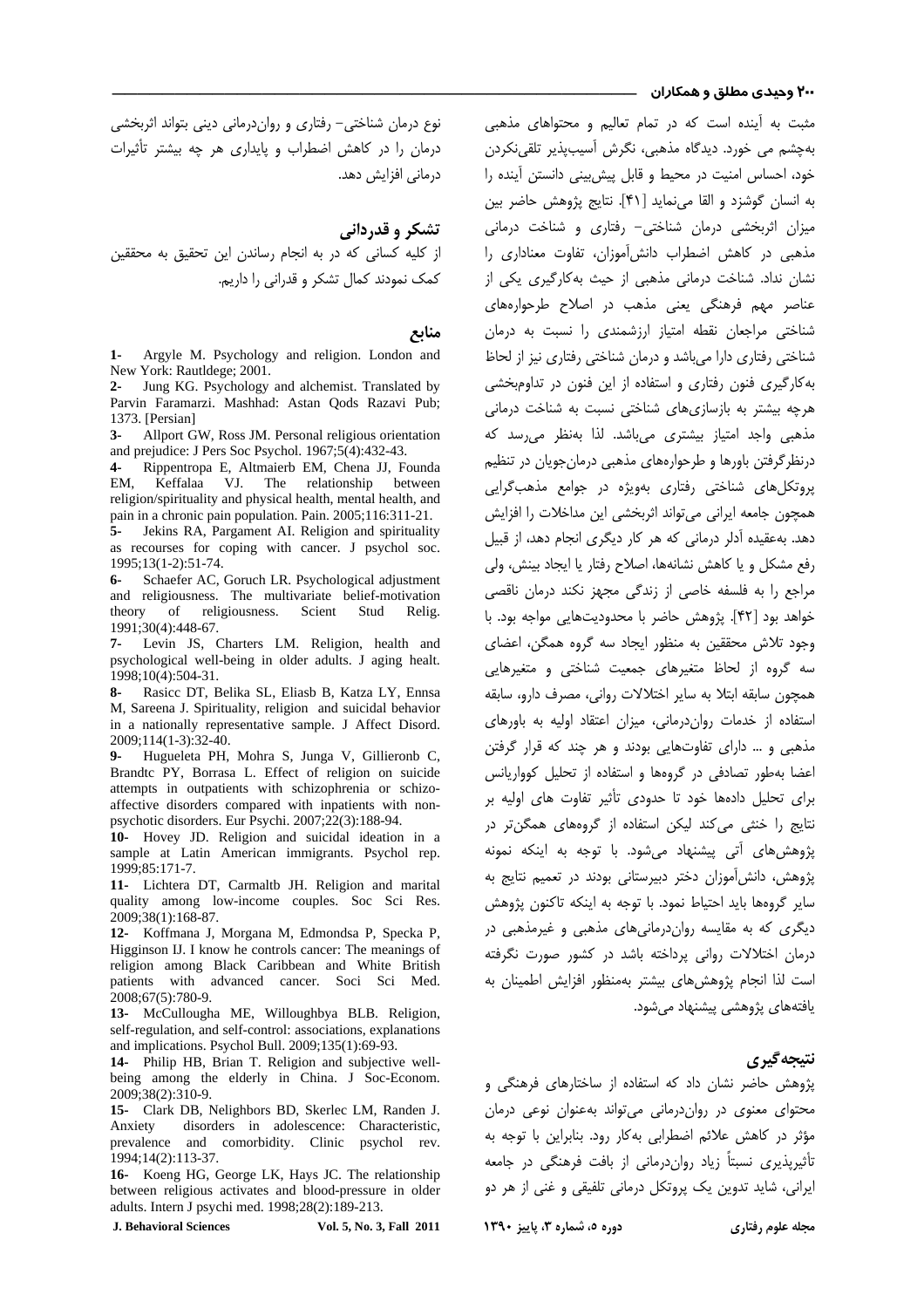مثبت به آینده است که در تمام تعالیم و محتواهای مذهبی به‌چشم می خورد. دیدگاه مذهبی، نگرش آسیب‌پذیر تلقی‌نکردن خود، احساس امنیت در محیط و قابل پیش‌بینی دانستن آینده را به انسان گوشزد و القا می‌نماید [۴۱]. نتایج پژوهش حاضر بین میزان اثربخشی درمان شناختی- رفتاری و شناخت درمانی مذهبی در کاهش اضطراب دانش‌آموزان، تفاوت معناداری را نشان نداد. شناخت درمانی مذهبی از حیث به‌کارگیری یکی از عناصر مهم فرهنگی یعنی مذهب در اصلاح طرحواره‌های شناختی مراجعان نقطه امتیاز ارزشمندی را نسبت به درمان شناختی رفتاری دارا می‌باشد و درمان شناختی رفتاری نیز از لحاظ به‌کارگیری فنون رفتاری و استفاده از این فنون در تداوم‌بخشی هرچه بیشتر به بازسازی‌های شناختی نسبت به شناخت درمانی مذهبی واجد امتیاز بیشتری می‌باشد. لذا به‌نظر می‌رسد که درنظرگرفتن باورها و طرحواره‌های مذهبی درمان‌جویان در تنظیم پروتکل‌های شناختی رفتاری به‌ویژه در جوامع مذهب‌گرایی همچون جامعه ایرانی می‌تواند اثربخشی این مداخلات را افزایش دهد. به‌عقیده آدلر درمانی که هر کار دیگری انجام دهد، از قبیل رفع مشکل و یا کاهش نشانه‌ها، اصلاح رفتار یا ایجاد بینش، ولی مراجع را به فلسفه خاصی از زندگی مجهز نکند درمان ناقصی خواهد بود [۴۲]. پژوهش حاضر با محدودیت‌هایی مواجه بود. با وجود تلاش محققین به منظور ایجاد سه گروه همگن، اعضای سه گروه از لحاظ متغیرهای جمعیت شناختی و متغیرهایی همچون سابقه ابتلا به سایر اختلالات روانی، مصرف دارو، سابقه استفاده از خدمات روان‌درمانی، میزان اعتقاد اولیه به باورهای مذهبی و ... دارای تفاوت‌هایی بودند و هر چند که قرار گرفتن اعضا به‌طور تصادفی در گروه‌ها و استفاده از تحلیل کوواریانس برای تحلیل داده‌ها خود تا حدودی تأثیر تفاوت های اولیه بر نتایج را خنثی می‌کند لیکن استفاده از گروه‌های همگن‌تر در پژوهش‌های آتی پیشنهاد می‌شود. با توجه به اینکه نمونه پژوهش، دانش‌آموزان دختر دبیرستانی بودند در تعمیم نتایج به سایر گروه‌ها باید احتیاط نمود. با توجه به اینکه تاکنون پژوهش دیگری که به مقایسه روان‌درمانی‌های مذهبی و غیرمذهبی در درمان اختلالات روانی پرداخته باشد در کشور صورت نگرفته است لذا انجام پژوهش‌های بیشتر به‌منظور افزایش اطمینان به یافته‌های پژوهشی پیشنهاد می‌شود.

## نتیجه‌گیری

پژوهش حاضر نشان داد که استفاده از ساختارهای فرهنگی و محتوای معنوی در روان‌درمانی می‌تواند به‌عنوان نوعی درمان مؤثر در کاهش علائم اضطرابی به‌کار رود. بنابراین با توجه به تأثیرپذیری نسبتاً زیاد روان‌درمانی از بافت فرهنگی در جامعه ایرانی، شاید تدوین یک پروتکل درمانی تلفیقی و غنی از هر دو نوع درمان شناختی- رفتاری و روان‌درمانی دینی بتواند اثربخشی درمان را در کاهش اضطراب و پایداری هر چه بیشتر تأثیرات درمانی افزایش دهد.

## تشکر و قدردانی

از کلیه کسانی که در به انجام رساندن این تحقیق به محققین کمک نمودند کمال تشکر و قدردانی را داریم.

## منابع

1- Argyle M. Psychology and religion. London and New York: Rautldege; 2001.

2- Jung KG. Psychology and alchemist. Translated by Parvin Faramarzi. Mashhad: Astan Qods Razavi Pub; 1373. [Persian]

3- Allport GW, Ross JM. Personal religious orientation and prejudice: J Pers Soc Psychol. 1967;5(4):432-43.

4- Rippentropa E, Altmaierb EM, Chena JJ, Founda EM, Keffalaa VJ. The relationship between religion/spirituality and physical health, mental health, and pain in a chronic pain population. Pain. 2005;116:311-21.

5- Jekins RA, Pargament AI. Religion and spirituality as recourses for coping with cancer. J psychol soc. 1995;13(1-2):51-74.

6- Schaefer AC, Goruch LR. Psychological adjustment and religiousness. The multivariate belief-motivation theory of religiousness. Scient Stud Relig. 1991;30(4):448-67.

7- Levin JS, Charters LM. Religion, health and psychological well-being in older adults. J aging healt. 1998;10(4):504-31.

8- Rasicc DT, Belika SL, Eliasb B, Katza LY, Ennsa M, Sareena J. Spirituality, religion and suicidal behavior in a nationally representative sample. J Affect Disord. 2009;114(1-3):32-40.

9- Hugueleta PH, Mohra S, Junga V, Gillieronb C, Brandtc PY, Borrasa L. Effect of religion on suicide attempts in outpatients with schizophrenia or schizo-affective disorders compared with inpatients with non-psychotic disorders. Eur Psychi. 2007;22(3):188-94.

10- Hovey JD. Religion and suicidal ideation in a sample at Latin American immigrants. Psychol rep. 1999;85:171-7.

11- Lichtera DT, Carmaltb JH. Religion and marital quality among low-income couples. Soc Sci Res. 2009;38(1):168-87.

12- Koffmana J, Morgana M, Edmondsa P, Specka P, Higginson IJ. I know he controls cancer: The meanings of religion among Black Caribbean and White British patients with advanced cancer. Soci Sci Med. 2008;67(5):780-9.

13- McCullougha ME, Willoughbya BLB. Religion, self-regulation, and self-control: associations, explanations and implications. Psychol Bull. 2009;135(1):69-93.

14- Philip HB, Brian T. Religion and subjective well-being among the elderly in China. J Soc-Econom. 2009;38(2):310-9.

15- Clark DB, Nelighbors BD, Skerlec LM, Randen J. Anxiety disorders in adolescence: Characteristic, prevalence and comorbidity. Clinic psychol rev. 1994;14(2):113-37.

16- Koeng HG, George LK, Hays JC. The relationship between religious activates and blood-pressure in older adults. Intern J psychi med. 1998;28(2):189-213.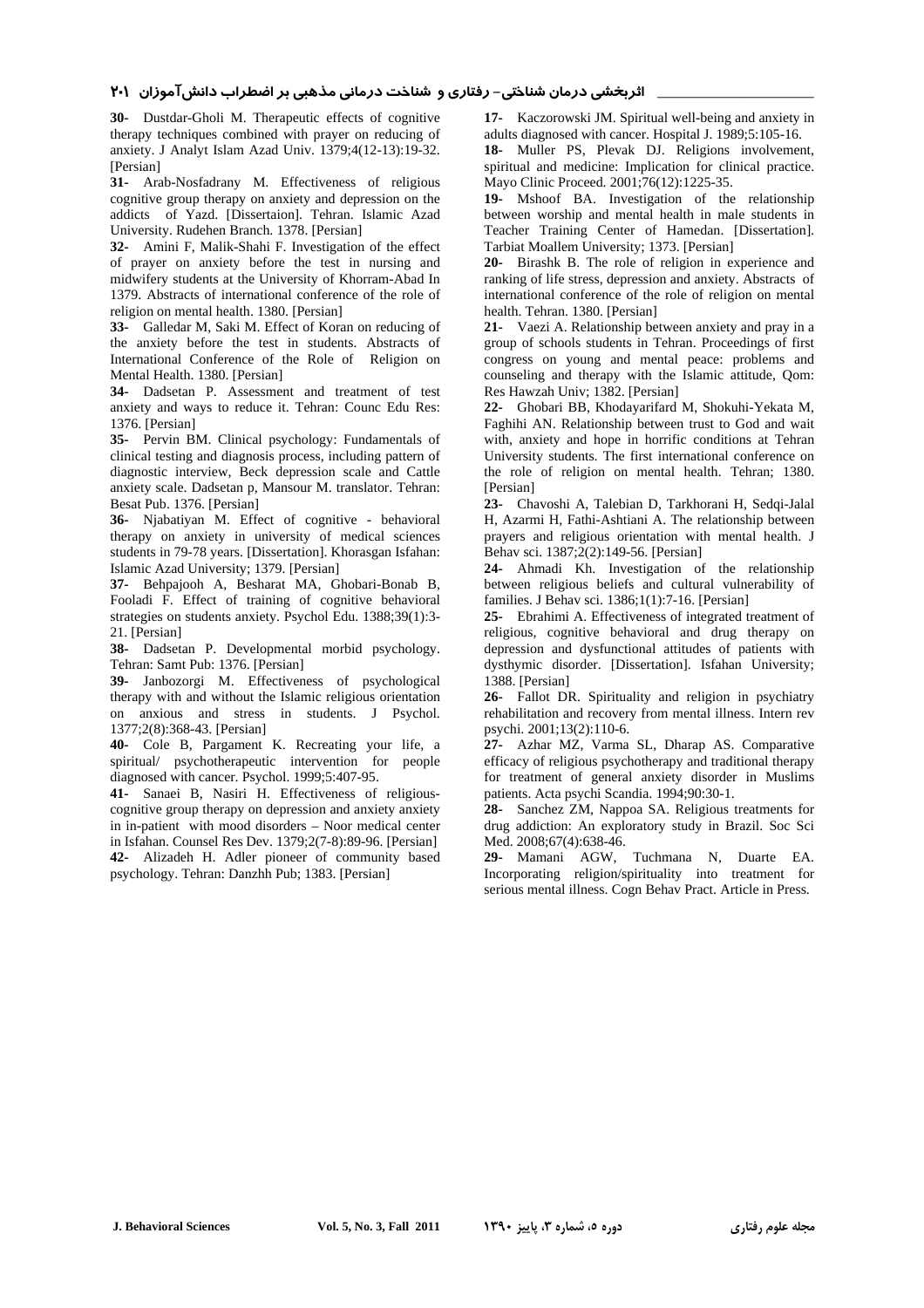**17-** Kaczorowski JM. Spiritual well-being and anxiety in adults diagnosed with cancer. Hospital J. 1989;5:105-16.

**18-** Muller PS, Plevak DJ. Religions involvement, spiritual and medicine: Implication for clinical practice. Mayo Clinic Proceed. 2001;76(12):1225-35.

**19-** Mshoof BA. Investigation of the relationship between worship and mental health in male students in Teacher Training Center of Hamedan. [Dissertation]. Tarbiat Moallem University; 1373. [Persian]

**20-** Birashk B. The role of religion in experience and ranking of life stress, depression and anxiety. Abstracts of international conference of the role of religion on mental health. Tehran. 1380. [Persian]

**21-** Vaezi A. Relationship between anxiety and pray in a group of schools students in Tehran. Proceedings of first congress on young and mental peace: problems and counseling and therapy with the Islamic attitude, Qom: Res Hawzah Univ; 1382. [Persian]

**22-** Ghobari BB, Khodayarifard M, Shokuhi-Yekata M, Faghihi AN. Relationship between trust to God and wait with, anxiety and hope in horrific conditions at Tehran University students. The first international conference on the role of religion on mental health. Tehran; 1380. [Persian]

**23-** Chavoshi A, Talebian D, Tarkhorani H, Sedqi-Jalal H, Azarmi H, Fathi-Ashtiani A. The relationship between prayers and religious orientation with mental health. J Behav sci. 1387;2(2):149-56. [Persian]

**24-** Ahmadi Kh. Investigation of the relationship between religious beliefs and cultural vulnerability of families. J Behav sci. 1386;1(1):7-16. [Persian]

**25-** Ebrahimi A. Effectiveness of integrated treatment of religious, cognitive behavioral and drug therapy on depression and dysfunctional attitudes of patients with dysthymic disorder. [Dissertation]. Isfahan University; 1388. [Persian]

**26-** Fallot DR. Spirituality and religion in psychiatry rehabilitation and recovery from mental illness. Intern rev psychi. 2001;13(2):110-6.

**27-** Azhar MZ, Varma SL, Dharap AS. Comparative efficacy of religious psychotherapy and traditional therapy for treatment of general anxiety disorder in Muslims patients. Acta psychi Scandia. 1994;90:30-1.

**28-** Sanchez ZM, Nappoa SA. Religious treatments for drug addiction: An exploratory study in Brazil. Soc Sci Med. 2008;67(4):638-46.

**29-** Mamani AGW, Tuchmana N, Duarte EA. Incorporating religion/spirituality into treatment for serious mental illness. Cogn Behav Pract. Article in Press.

**30-** Dustdar-Gholi M. Therapeutic effects of cognitive therapy techniques combined with prayer on reducing of anxiety. J Analyt Islam Azad Univ. 1379;4(12-13):19-32. [Persian]

**31-** Arab-Nosfadrany M. Effectiveness of religious cognitive group therapy on anxiety and depression on the addicts of Yazd. [Dissertaion]. Tehran. Islamic Azad University. Rudehen Branch. 1378. [Persian]

**32-** Amini F, Malik-Shahi F. Investigation of the effect of prayer on anxiety before the test in nursing and midwifery students at the University of Khorram-Abad In 1379. Abstracts of international conference of the role of religion on mental health. 1380. [Persian]

**33-** Galledar M, Saki M. Effect of Koran on reducing of the anxiety before the test in students. Abstracts of International Conference of the Role of Religion on Mental Health. 1380. [Persian]

**34-** Dadsetan P. Assessment and treatment of test anxiety and ways to reduce it. Tehran: Counc Edu Res: 1376. [Persian]

**35-** Pervin BM. Clinical psychology: Fundamentals of clinical testing and diagnosis process, including pattern of diagnostic interview, Beck depression scale and Cattle anxiety scale. Dadsetan p, Mansour M. translator. Tehran: Besat Pub. 1376. [Persian]

**36-** Njabatiyan M. Effect of cognitive - behavioral therapy on anxiety in university of medical sciences students in 79-78 years. [Dissertation]. Khorasgan Isfahan: Islamic Azad University; 1379. [Persian]

**37-** Behpajooh A, Besharat MA, Ghobari-Bonab B, Fooladi F. Effect of training of cognitive behavioral strategies on students anxiety. Psychol Edu. 1388;39(1):3-21. [Persian]

**38-** Dadsetan P. Developmental morbid psychology. Tehran: Samt Pub: 1376. [Persian]

**39-** Janbozorgi M. Effectiveness of psychological therapy with and without the Islamic religious orientation on anxious and stress in students. J Psychol. 1377;2(8):368-43. [Persian]

**40-** Cole B, Pargament K. Recreating your life, a spiritual/ psychotherapeutic intervention for people diagnosed with cancer. Psychol. 1999;5:407-95.

**41-** Sanaei B, Nasiri H. Effectiveness of religious-cognitive group therapy on depression and anxiety anxiety in in-patient with mood disorders – Noor medical center in Isfahan. Counsel Res Dev. 1379;2(7-8):89-96. [Persian]

**42-** Alizadeh H. Adler pioneer of community based psychology. Tehran: Danzhh Pub; 1383. [Persian]